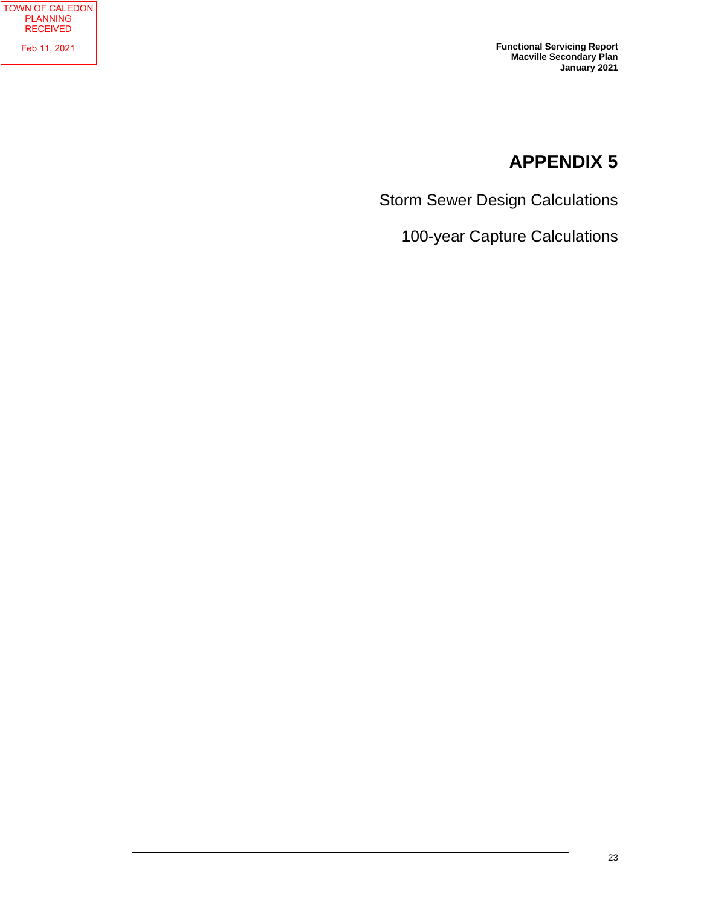TOWN OF CALEDON PLANNING RECEIVED

Feb 11, 2021

# APPENDIX 5

Storm Sewer Design Calculations

100-year Capture Calculations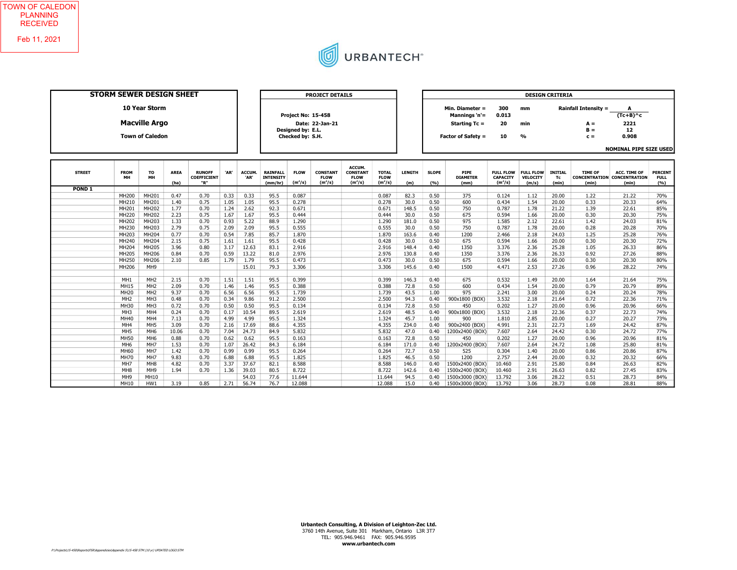TOWN OF CALEDON
PLANNING
RECEIVED

Feb 11, 2021

URBANTECH®

## STORM SEWER DESIGN SHEET

**10 Year Storm**

**Macville Argo**

**Town of Caledon**

### PROJECT DETAILS

**Project No:** 15-458
**Date:** 22-Jan-21
**Designed by:** E.L.
**Checked by:** S.H.

### DESIGN CRITERIA

| | | | | |
|---|---|---|---|---|
| Min. Diameter = | 300 | mm | Rainfall Intensity = | A / (Tc+B)^c |
| Mannings 'n'= | 0.013 | | | |
| Starting Tc = | 20 | min | A = | 2221 |
| | | | B = | 12 |
| Factor of Safety = | 10 | % | c = | 0.908 |

**NOMINAL PIPE SIZE USED**

| STREET | FROM MH | TO MH | AREA (ha) | RUNOFF COEFFICIENT "R" | 'AR' | ACCUM. 'AR' | RAINFALL INTENSITY (mm/hr) | FLOW ($m^3/s$) | CONSTANT FLOW ($m^3/s$) | ACCUM. CONSTANT FLOW ($m^3/s$) | TOTAL FLOW ($m^3/s$) | LENGTH (m) | SLOPE (%) | PIPE DIAMETER (mm) | FULL FLOW CAPACITY ($m^3/s$) | FULL FLOW VELOCITY (m/s) | INITIAL Tc (min) | TIME OF CONCENTRATION (min) | ACC. TIME OF CONCENTRATION (min) | PERCENT FULL (%) |
|---|---|---|---|---|---|---|---|---|---|---|---|---|---|---|---|---|---|---|---|---|
| **POND 1** | | | | | | | | | | | | | | | | | | | | |
| | MH200 | MH201 | 0.47 | 0.70 | 0.33 | 0.33 | 95.5 | 0.087 | | | 0.087 | 82.3 | 0.50 | 375 | 0.124 | 1.12 | 20.00 | 1.22 | 21.22 | 70% |
| | MH210 | MH201 | 1.40 | 0.75 | 1.05 | 1.05 | 95.5 | 0.278 | | | 0.278 | 30.0 | 0.50 | 600 | 0.434 | 1.54 | 20.00 | 0.33 | 20.33 | 64% |
| | MH201 | MH202 | 1.77 | 0.70 | 1.24 | 2.62 | 92.3 | 0.671 | | | 0.671 | 148.5 | 0.50 | 750 | 0.787 | 1.78 | 21.22 | 1.39 | 22.61 | 85% |
| | MH220 | MH202 | 2.23 | 0.75 | 1.67 | 1.67 | 95.5 | 0.444 | | | 0.444 | 30.0 | 0.50 | 675 | 0.594 | 1.66 | 20.00 | 0.30 | 20.30 | 75% |
| | MH202 | MH203 | 1.33 | 0.70 | 0.93 | 5.22 | 88.9 | 1.290 | | | 1.290 | 181.0 | 0.50 | 975 | 1.585 | 2.12 | 22.61 | 1.42 | 24.03 | 81% |
| | MH230 | MH203 | 2.79 | 0.75 | 2.09 | 2.09 | 95.5 | 0.555 | | | 0.555 | 30.0 | 0.50 | 750 | 0.787 | 1.78 | 20.00 | 0.28 | 20.28 | 70% |
| | MH203 | MH204 | 0.77 | 0.70 | 0.54 | 7.85 | 85.7 | 1.870 | | | 1.870 | 163.6 | 0.40 | 1200 | 2.466 | 2.18 | 24.03 | 1.25 | 25.28 | 76% |
| | MH240 | MH204 | 2.15 | 0.75 | 1.61 | 1.61 | 95.5 | 0.428 | | | 0.428 | 30.0 | 0.50 | 675 | 0.594 | 1.66 | 20.00 | 0.30 | 20.30 | 72% |
| | MH204 | MH205 | 3.96 | 0.80 | 3.17 | 12.63 | 83.1 | 2.916 | | | 2.916 | 148.4 | 0.40 | 1350 | 3.376 | 2.36 | 25.28 | 1.05 | 26.33 | 86% |
| | MH205 | MH206 | 0.84 | 0.70 | 0.59 | 13.22 | 81.0 | 2.976 | | | 2.976 | 130.8 | 0.40 | 1350 | 3.376 | 2.36 | 26.33 | 0.92 | 27.26 | 88% |
| | MH250 | MH206 | 2.10 | 0.85 | 1.79 | 1.79 | 95.5 | 0.473 | | | 0.473 | 30.0 | 0.50 | 675 | 0.594 | 1.66 | 20.00 | 0.30 | 20.30 | 80% |
| | MH206 | MH9 | | | | 15.01 | 79.3 | 3.306 | | | 3.306 | 145.6 | 0.40 | 1500 | 4.471 | 2.53 | 27.26 | 0.96 | 28.22 | 74% |
| | | | | | | | | | | | | | | | | | | | | |
| | MH1 | MH2 | 2.15 | 0.70 | 1.51 | 1.51 | 95.5 | 0.399 | | | 0.399 | 146.3 | 0.40 | 675 | 0.532 | 1.49 | 20.00 | 1.64 | 21.64 | 75% |
| | MH15 | MH2 | 2.09 | 0.70 | 1.46 | 1.46 | 95.5 | 0.388 | | | 0.388 | 72.8 | 0.50 | 600 | 0.434 | 1.54 | 20.00 | 0.79 | 20.79 | 89% |
| | MH20 | MH2 | 9.37 | 0.70 | 6.56 | 6.56 | 95.5 | 1.739 | | | 1.739 | 43.5 | 1.00 | 975 | 2.241 | 3.00 | 20.00 | 0.24 | 20.24 | 78% |
| | MH2 | MH3 | 0.48 | 0.70 | 0.34 | 9.86 | 91.2 | 2.500 | | | 2.500 | 94.3 | 0.40 | 900x1800 (BOX) | 3.532 | 2.18 | 21.64 | 0.72 | 22.36 | 71% |
| | MH30 | MH3 | 0.72 | 0.70 | 0.50 | 0.50 | 95.5 | 0.134 | | | 0.134 | 72.8 | 0.50 | 450 | 0.202 | 1.27 | 20.00 | 0.96 | 20.96 | 66% |
| | MH3 | MH4 | 0.24 | 0.70 | 0.17 | 10.54 | 89.5 | 2.619 | | | 2.619 | 48.5 | 0.40 | 900x1800 (BOX) | 3.532 | 2.18 | 22.36 | 0.37 | 22.73 | 74% |
| | MH40 | MH4 | 7.13 | 0.70 | 4.99 | 4.99 | 95.5 | 1.324 | | | 1.324 | 45.7 | 1.00 | 900 | 1.810 | 2.85 | 20.00 | 0.27 | 20.27 | 73% |
| | MH4 | MH5 | 3.09 | 0.70 | 2.16 | 17.69 | 88.6 | 4.355 | | | 4.355 | 234.0 | 0.40 | 900x2400 (BOX) | 4.991 | 2.31 | 22.73 | 1.69 | 24.42 | 87% |
| | MH5 | MH6 | 10.06 | 0.70 | 7.04 | 24.73 | 84.9 | 5.832 | | | 5.832 | 47.0 | 0.40 | 1200x2400 (BOX) | 7.607 | 2.64 | 24.42 | 0.30 | 24.72 | 77% |
| | MH50 | MH6 | 0.88 | 0.70 | 0.62 | 0.62 | 95.5 | 0.163 | | | 0.163 | 72.8 | 0.50 | 450 | 0.202 | 1.27 | 20.00 | 0.96 | 20.96 | 81% |
| | MH6 | MH7 | 1.53 | 0.70 | 1.07 | 26.42 | 84.3 | 6.184 | | | 6.184 | 171.0 | 0.40 | 1200x2400 (BOX) | 7.607 | 2.64 | 24.72 | 1.08 | 25.80 | 81% |
| | MH60 | MH7 | 1.42 | 0.70 | 0.99 | 0.99 | 95.5 | 0.264 | | | 0.264 | 72.7 | 0.50 | 525 | 0.304 | 1.40 | 20.00 | 0.86 | 20.86 | 87% |
| | MH70 | MH7 | 9.83 | 0.70 | 6.88 | 6.88 | 95.5 | 1.825 | | | 1.825 | 46.5 | 0.50 | 1200 | 2.757 | 2.44 | 20.00 | 0.32 | 20.32 | 66% |
| | MH7 | MH8 | 4.82 | 0.70 | 3.37 | 37.67 | 82.1 | 8.588 | | | 8.588 | 146.0 | 0.40 | 1500x2400 (BOX) | 10.460 | 2.91 | 25.80 | 0.84 | 26.63 | 82% |
| | MH8 | MH9 | 1.94 | 0.70 | 1.36 | 39.03 | 80.5 | 8.722 | | | 8.722 | 142.6 | 0.40 | 1500x2400 (BOX) | 10.460 | 2.91 | 26.63 | 0.82 | 27.45 | 83% |
| | MH9 | MH10 | | | | 54.03 | 77.6 | 11.644 | | | 11.644 | 94.5 | 0.40 | 1500x3000 (BOX) | 13.792 | 3.06 | 28.22 | 0.51 | 28.73 | 84% |
| | MH10 | HW1 | 3.19 | 0.85 | 2.71 | 56.74 | 76.7 | 12.088 | | | 12.088 | 15.0 | 0.40 | 1500x3000 (BOX) | 13.792 | 3.06 | 28.73 | 0.08 | 28.81 | 88% |

**Urbantech Consulting, A Division of Leighton-Zec Ltd.**
3760 14th Avenue, Suite 301 Markham, Ontario L3R 3T7
TEL: 905.946.9461 FAX: 905.946.9595
**www.urbantech.com**

P:\Projects\15-458\Reports\FSR\Appendices\Appendix 5\15-458 STM (10 yr) UPDATED LOGO.STM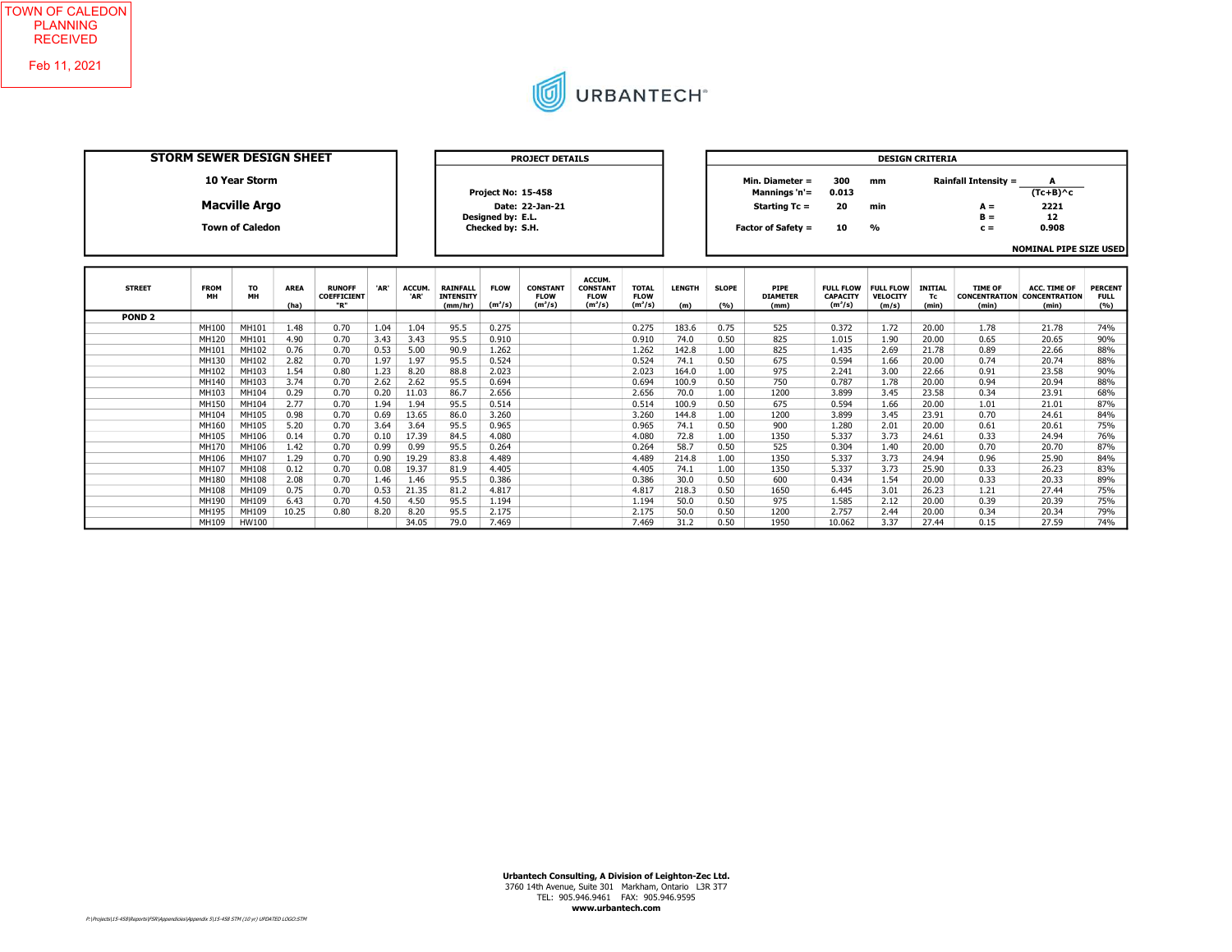TOWN OF CALEDON
PLANNING
RECEIVED

Feb 11, 2021

URBANTECH®

| STORM SEWER DESIGN SHEET |
|---|
| 10 Year Storm |
| **Macville Argo** |
| Town of Caledon |

| PROJECT DETAILS | |
|---|---|
| Project No: | 15-458 |
| Date: | 22-Jan-21 |
| Designed by: | E.L. |
| Checked by: | S.H. |

| DESIGN CRITERIA | | | | |
|---|---|---|---|---|
| Min. Diameter = | 300 | mm | Rainfall Intensity = | $\frac{A}{(Tc+B)^c}$ |
| Mannings 'n'= | 0.013 | | | |
| Starting Tc = | 20 | min | A = | 2221 |
| | | | B = | 12 |
| Factor of Safety = | 10 | % | c = | 0.908 |
| | | | | NOMINAL PIPE SIZE USED |

| STREET | FROM MH | TO MH | AREA (ha) | RUNOFF COEFFICIENT "R" | 'AR' | ACCUM. 'AR' | RAINFALL INTENSITY (mm/hr) | FLOW ($m^3/s$) | CONSTANT FLOW ($m^3/s$) | ACCUM. CONSTANT FLOW ($m^3/s$) | TOTAL FLOW ($m^3/s$) | LENGTH (m) | SLOPE (%) | PIPE DIAMETER (mm) | FULL FLOW CAPACITY ($m^3/s$) | FULL FLOW VELOCITY (m/s) | INITIAL Tc (min) | TIME OF CONCENTRATION (min) | ACC. TIME OF CONCENTRATION (min) | PERCENT FULL (%) |
|---|---|---|---|---|---|---|---|---|---|---|---|---|---|---|---|---|---|---|---|---|
| **POND 2** | | | | | | | | | | | | | | | | | | | | |
| | MH100 | MH101 | 1.48 | 0.70 | 1.04 | 1.04 | 95.5 | 0.275 | | | 0.275 | 183.6 | 0.75 | 525 | 0.372 | 1.72 | 20.00 | 1.78 | 21.78 | 74% |
| | MH120 | MH101 | 4.90 | 0.70 | 3.43 | 3.43 | 95.5 | 0.910 | | | 0.910 | 74.0 | 0.50 | 825 | 1.015 | 1.90 | 20.00 | 0.65 | 20.65 | 90% |
| | MH101 | MH102 | 0.76 | 0.70 | 0.53 | 5.00 | 90.9 | 1.262 | | | 1.262 | 142.8 | 1.00 | 825 | 1.435 | 2.69 | 21.78 | 0.89 | 22.66 | 88% |
| | MH130 | MH102 | 2.82 | 0.70 | 1.97 | 1.97 | 95.5 | 0.524 | | | 0.524 | 74.1 | 0.50 | 675 | 0.594 | 1.66 | 20.00 | 0.74 | 20.74 | 88% |
| | MH102 | MH103 | 1.54 | 0.80 | 1.23 | 8.20 | 88.8 | 2.023 | | | 2.023 | 164.0 | 1.00 | 975 | 2.241 | 3.00 | 22.66 | 0.91 | 23.58 | 90% |
| | MH140 | MH103 | 3.74 | 0.70 | 2.62 | 2.62 | 95.5 | 0.694 | | | 0.694 | 100.9 | 0.50 | 750 | 0.787 | 1.78 | 20.00 | 0.94 | 20.94 | 88% |
| | MH103 | MH104 | 0.29 | 0.70 | 0.20 | 11.03 | 86.7 | 2.656 | | | 2.656 | 70.0 | 1.00 | 1200 | 3.899 | 3.45 | 23.58 | 0.34 | 23.91 | 68% |
| | MH150 | MH104 | 2.77 | 0.70 | 1.94 | 1.94 | 95.5 | 0.514 | | | 0.514 | 100.9 | 0.50 | 675 | 0.594 | 1.66 | 20.00 | 1.01 | 21.01 | 87% |
| | MH104 | MH105 | 0.98 | 0.70 | 0.69 | 13.65 | 86.0 | 3.260 | | | 3.260 | 144.8 | 1.00 | 1200 | 3.899 | 3.45 | 23.91 | 0.70 | 24.61 | 84% |
| | MH160 | MH105 | 5.20 | 0.70 | 3.64 | 3.64 | 95.5 | 0.965 | | | 0.965 | 74.1 | 0.50 | 900 | 1.280 | 2.01 | 20.00 | 0.61 | 20.61 | 75% |
| | MH105 | MH106 | 0.14 | 0.70 | 0.10 | 17.39 | 84.5 | 4.080 | | | 4.080 | 72.8 | 1.00 | 1350 | 5.337 | 3.73 | 24.61 | 0.33 | 24.94 | 76% |
| | MH170 | MH106 | 1.42 | 0.70 | 0.99 | 0.99 | 95.5 | 0.264 | | | 0.264 | 58.7 | 0.50 | 525 | 0.304 | 1.40 | 20.00 | 0.70 | 20.70 | 87% |
| | MH106 | MH107 | 1.29 | 0.70 | 0.90 | 19.29 | 83.8 | 4.489 | | | 4.489 | 214.8 | 1.00 | 1350 | 5.337 | 3.73 | 24.94 | 0.96 | 25.90 | 84% |
| | MH107 | MH108 | 0.12 | 0.70 | 0.08 | 19.37 | 81.9 | 4.405 | | | 4.405 | 74.1 | 1.00 | 1350 | 5.337 | 3.73 | 25.90 | 0.33 | 26.23 | 83% |
| | MH180 | MH108 | 2.08 | 0.70 | 1.46 | 1.46 | 95.5 | 0.386 | | | 0.386 | 30.0 | 0.50 | 600 | 0.434 | 1.54 | 20.00 | 0.33 | 20.33 | 89% |
| | MH108 | MH109 | 0.75 | 0.70 | 0.53 | 21.35 | 81.2 | 4.817 | | | 4.817 | 218.3 | 0.50 | 1650 | 6.445 | 3.01 | 26.23 | 1.21 | 27.44 | 75% |
| | MH190 | MH109 | 6.43 | 0.70 | 4.50 | 4.50 | 95.5 | 1.194 | | | 1.194 | 50.0 | 0.50 | 975 | 1.585 | 2.12 | 20.00 | 0.39 | 20.39 | 75% |
| | MH195 | MH109 | 10.25 | 0.80 | 8.20 | 8.20 | 95.5 | 2.175 | | | 2.175 | 50.0 | 0.50 | 1200 | 2.757 | 2.44 | 20.00 | 0.34 | 20.34 | 79% |
| | MH109 | HW100 | | | | 34.05 | 79.0 | 7.469 | | | 7.469 | 31.2 | 0.50 | 1950 | 10.062 | 3.37 | 27.44 | 0.15 | 27.59 | 74% |

**Urbantech Consulting, A Division of Leighton-Zec Ltd.**
3760 14th Avenue, Suite 301 Markham, Ontario L3R 3T7
TEL: 905.946.9461 FAX: 905.946.9595
**www.urbantech.com**

P:\Projects\15-458\Reports\FSR\Appendices\Appendix 5\15-458 STM (10 yr) UPDATED LOGO:STM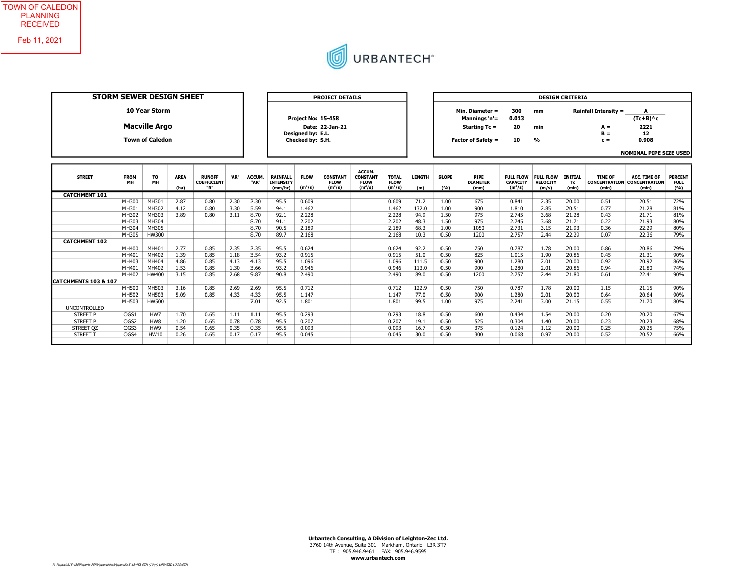TOWN OF CALEDON PLANNING RECEIVED

Feb 11, 2021

URBANTECH®

## STORM SEWER DESIGN SHEET

**10 Year Storm**

**Macville Argo**

**Town of Caledon**

### PROJECT DETAILS

**Project No: 15-458**
**Date: 22-Jan-21**
**Designed by: E.L.**
**Checked by: S.H.**

### DESIGN CRITERIA

| | | | | |
|---|---|---|---|---|
| **Min. Diameter =** | **300** | **mm** | **Rainfall Intensity =** | $\frac{A}{(Tc+B)^c}$ |
| **Mannings 'n'=** | **0.013** | | | |
| **Starting Tc =** | **20** | **min** | **A =** | **2221** |
| | | | **B =** | **12** |
| **Factor of Safety =** | **10** | **%** | **c =** | **0.908** |

**NOMINAL PIPE SIZE USED**

| STREET | FROM MH | TO MH | AREA (ha) | RUNOFF COEFFICIENT "R" | 'AR' | ACCUM. 'AR' | RAINFALL INTENSITY (mm/hr) | FLOW ($m^3/s$) | CONSTANT FLOW ($m^3/s$) | ACCUM. CONSTANT FLOW ($m^3/s$) | TOTAL FLOW ($m^3/s$) | LENGTH (m) | SLOPE (%) | PIPE DIAMETER (mm) | FULL FLOW CAPACITY ($m^3/s$) | FULL FLOW VELOCITY (m/s) | INITIAL Tc (min) | TIME OF CONCENTRATION (min) | ACC. TIME OF CONCENTRATION (min) | PERCENT FULL (%) |
|---|---|---|---|---|---|---|---|---|---|---|---|---|---|---|---|---|---|---|---|---|
| **CATCHMENT 101** | | | | | | | | | | | | | | | | | | | | |
| | MH300 | MH301 | 2.87 | 0.80 | 2.30 | 2.30 | 95.5 | 0.609 | | | 0.609 | 71.2 | 1.00 | 675 | 0.841 | 2.35 | 20.00 | 0.51 | 20.51 | 72% |
| | MH301 | MH302 | 4.12 | 0.80 | 3.30 | 5.59 | 94.1 | 1.462 | | | 1.462 | 132.0 | 1.00 | 900 | 1.810 | 2.85 | 20.51 | 0.77 | 21.28 | 81% |
| | MH302 | MH303 | 3.89 | 0.80 | 3.11 | 8.70 | 92.1 | 2.228 | | | 2.228 | 94.9 | 1.50 | 975 | 2.745 | 3.68 | 21.28 | 0.43 | 21.71 | 81% |
| | MH303 | MH304 | | | | 8.70 | 91.1 | 2.202 | | | 2.202 | 48.3 | 1.50 | 975 | 2.745 | 3.68 | 21.71 | 0.22 | 21.93 | 80% |
| | MH304 | MH305 | | | | 8.70 | 90.5 | 2.189 | | | 2.189 | 68.3 | 1.00 | 1050 | 2.731 | 3.15 | 21.93 | 0.36 | 22.29 | 80% |
| | MH305 | HW300 | | | | 8.70 | 89.7 | 2.168 | | | 2.168 | 10.3 | 0.50 | 1200 | 2.757 | 2.44 | 22.29 | 0.07 | 22.36 | 79% |
| **CATCHMENT 102** | | | | | | | | | | | | | | | | | | | | |
| | MH400 | MH401 | 2.77 | 0.85 | 2.35 | 2.35 | 95.5 | 0.624 | | | 0.624 | 92.2 | 0.50 | 750 | 0.787 | 1.78 | 20.00 | 0.86 | 20.86 | 79% |
| | MH401 | MH402 | 1.39 | 0.85 | 1.18 | 3.54 | 93.2 | 0.915 | | | 0.915 | 51.0 | 0.50 | 825 | 1.015 | 1.90 | 20.86 | 0.45 | 21.31 | 90% |
| | MH403 | MH404 | 4.86 | 0.85 | 4.13 | 4.13 | 95.5 | 1.096 | | | 1.096 | 111.5 | 0.50 | 900 | 1.280 | 2.01 | 20.00 | 0.92 | 20.92 | 86% |
| | MH401 | MH402 | 1.53 | 0.85 | 1.30 | 3.66 | 93.2 | 0.946 | | | 0.946 | 113.0 | 0.50 | 900 | 1.280 | 2.01 | 20.86 | 0.94 | 21.80 | 74% |
| | MH402 | HW400 | 3.15 | 0.85 | 2.68 | 9.87 | 90.8 | 2.490 | | | 2.490 | 89.0 | 0.50 | 1200 | 2.757 | 2.44 | 21.80 | 0.61 | 22.41 | 90% |
| **CATCHMENTS 103 & 107** | | | | | | | | | | | | | | | | | | | | |
| | MH500 | MH503 | 3.16 | 0.85 | 2.69 | 2.69 | 95.5 | 0.712 | | | 0.712 | 122.9 | 0.50 | 750 | 0.787 | 1.78 | 20.00 | 1.15 | 21.15 | 90% |
| | MH502 | MH503 | 5.09 | 0.85 | 4.33 | 4.33 | 95.5 | 1.147 | | | 1.147 | 77.0 | 0.50 | 900 | 1.280 | 2.01 | 20.00 | 0.64 | 20.64 | 90% |
| | MH503 | HW500 | | | | 7.01 | 92.5 | 1.801 | | | 1.801 | 99.5 | 1.00 | 975 | 2.241 | 3.00 | 21.15 | 0.55 | 21.70 | 80% |
| UNCONTROLLED | | | | | | | | | | | | | | | | | | | | |
| STREET P | OGS1 | HW7 | 1.70 | 0.65 | 1.11 | 1.11 | 95.5 | 0.293 | | | 0.293 | 18.8 | 0.50 | 600 | 0.434 | 1.54 | 20.00 | 0.20 | 20.20 | 67% |
| STREET P | OGS2 | HW8 | 1.20 | 0.65 | 0.78 | 0.78 | 95.5 | 0.207 | | | 0.207 | 19.1 | 0.50 | 525 | 0.304 | 1.40 | 20.00 | 0.23 | 20.23 | 68% |
| STREET QZ | OGS3 | HW9 | 0.54 | 0.65 | 0.35 | 0.35 | 95.5 | 0.093 | | | 0.093 | 16.7 | 0.50 | 375 | 0.124 | 1.12 | 20.00 | 0.25 | 20.25 | 75% |
| STREET T | OGS4 | HW10 | 0.26 | 0.65 | 0.17 | 0.17 | 95.5 | 0.045 | | | 0.045 | 30.0 | 0.50 | 300 | 0.068 | 0.97 | 20.00 | 0.52 | 20.52 | 66% |

**Urbantech Consulting, A Division of Leighton-Zec Ltd.**
3760 14th Avenue, Suite 301 Markham, Ontario L3R 3T7
TEL: 905.946.9461 FAX: 905.946.9595
**www.urbantech.com**

P:\Projects\15-458\Reports\FSR\Appendices\Appendix 5\15-458 STM (10 yr) UPDATED LOGO:STM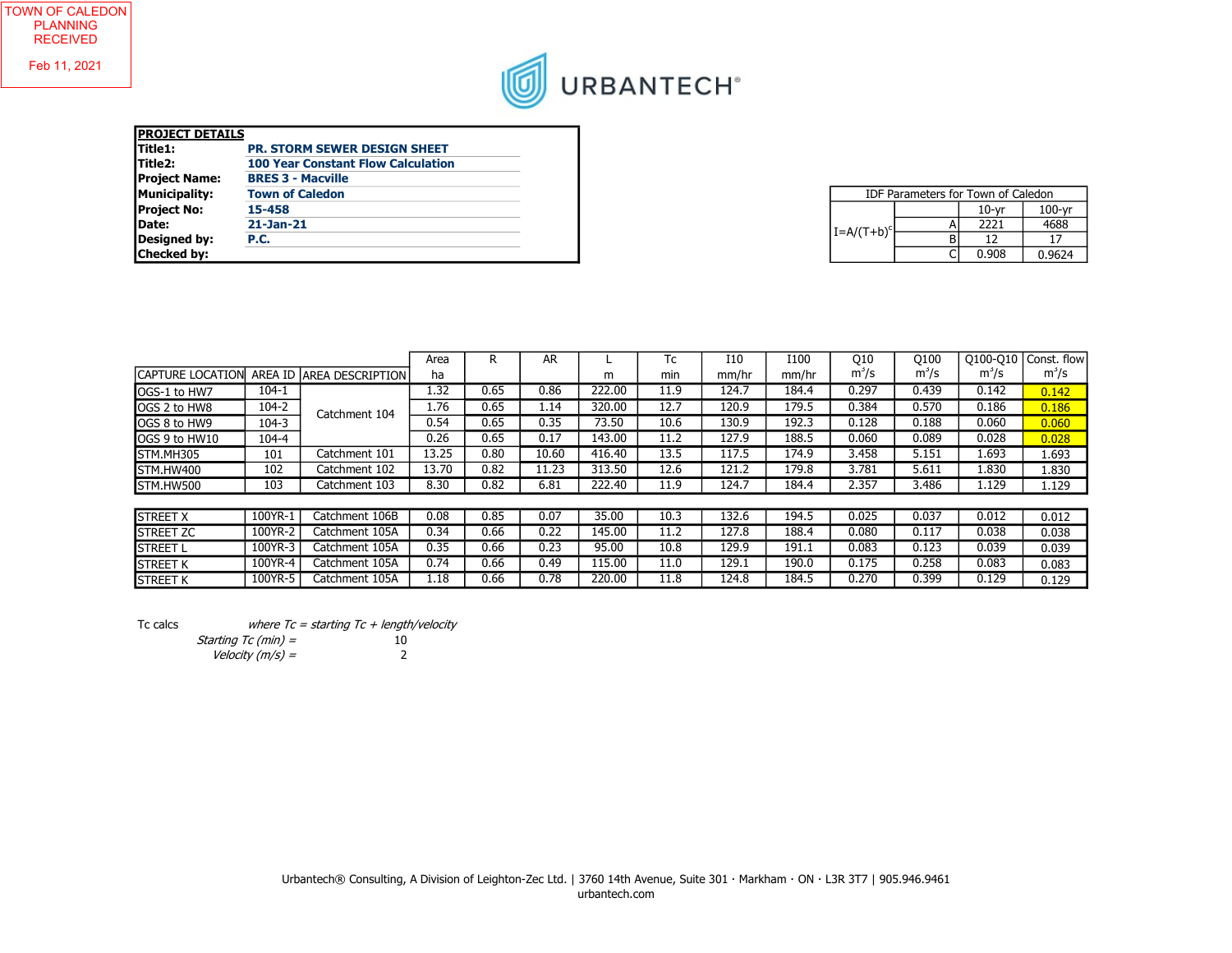TOWN OF CALEDON
PLANNING
RECEIVED

Feb 11, 2021

URBANTECH®

| PROJECT DETAILS | |
|---|---|
| Title1: | PR. STORM SEWER DESIGN SHEET |
| Title2: | 100 Year Constant Flow Calculation |
| Project Name: | BRES 3 - Macville |
| Municipality: | Town of Caledon |
| Project No: | 15-458 |
| Date: | 21-Jan-21 |
| Designed by: | P.C. |
| Checked by: | |

| IDF Parameters for Town of Caledon | | 10-yr | 100-yr |
|---|---|---|---|
| $I=A/(T+b)^c$ | A | 2221 | 4688 |
| | B | 12 | 17 |
| | C | 0.908 | 0.9624 |

| CAPTURE LOCATION | AREA ID | AREA DESCRIPTION | Area ha | R | AR | L m | Tc min | I10 mm/hr | I100 mm/hr | Q10 $m^3/s$ | Q100 $m^3/s$ | Q100-Q10 $m^3/s$ | Const. flow $m^3/s$ |
|---|---|---|---|---|---|---|---|---|---|---|---|---|---|
| OGS-1 to HW7 | 104-1 | Catchment 104 | 1.32 | 0.65 | 0.86 | 222.00 | 11.9 | 124.7 | 184.4 | 0.297 | 0.439 | 0.142 | 0.142 |
| OGS 2 to HW8 | 104-2 | | 1.76 | 0.65 | 1.14 | 320.00 | 12.7 | 120.9 | 179.5 | 0.384 | 0.570 | 0.186 | 0.186 |
| OGS 8 to HW9 | 104-3 | | 0.54 | 0.65 | 0.35 | 73.50 | 10.6 | 130.9 | 192.3 | 0.128 | 0.188 | 0.060 | 0.060 |
| OGS 9 to HW10 | 104-4 | | 0.26 | 0.65 | 0.17 | 143.00 | 11.2 | 127.9 | 188.5 | 0.060 | 0.089 | 0.028 | 0.028 |
| STM.MH305 | 101 | Catchment 101 | 13.25 | 0.80 | 10.60 | 416.40 | 13.5 | 117.5 | 174.9 | 3.458 | 5.151 | 1.693 | 1.693 |
| STM.HW400 | 102 | Catchment 102 | 13.70 | 0.82 | 11.23 | 313.50 | 12.6 | 121.2 | 179.8 | 3.781 | 5.611 | 1.830 | 1.830 |
| STM.HW500 | 103 | Catchment 103 | 8.30 | 0.82 | 6.81 | 222.40 | 11.9 | 124.7 | 184.4 | 2.357 | 3.486 | 1.129 | 1.129 |
| | | | | | | | | | | | | | |
| STREET X | 100YR-1 | Catchment 106B | 0.08 | 0.85 | 0.07 | 35.00 | 10.3 | 132.6 | 194.5 | 0.025 | 0.037 | 0.012 | 0.012 |
| STREET ZC | 100YR-2 | Catchment 105A | 0.34 | 0.66 | 0.22 | 145.00 | 11.2 | 127.8 | 188.4 | 0.080 | 0.117 | 0.038 | 0.038 |
| STREET L | 100YR-3 | Catchment 105A | 0.35 | 0.66 | 0.23 | 95.00 | 10.8 | 129.9 | 191.1 | 0.083 | 0.123 | 0.039 | 0.039 |
| STREET K | 100YR-4 | Catchment 105A | 0.74 | 0.66 | 0.49 | 115.00 | 11.0 | 129.1 | 190.0 | 0.175 | 0.258 | 0.083 | 0.083 |
| STREET K | 100YR-5 | Catchment 105A | 1.18 | 0.66 | 0.78 | 220.00 | 11.8 | 124.8 | 184.5 | 0.270 | 0.399 | 0.129 | 0.129 |

Tc calcs *where Tc = starting Tc + length/velocity*

*Starting Tc (min) =* 10

*Velocity (m/s) =* 2

Urbantech® Consulting, A Division of Leighton-Zec Ltd. | 3760 14th Avenue, Suite 301 · Markham · ON · L3R 3T7 | 905.946.9461
urbantech.com